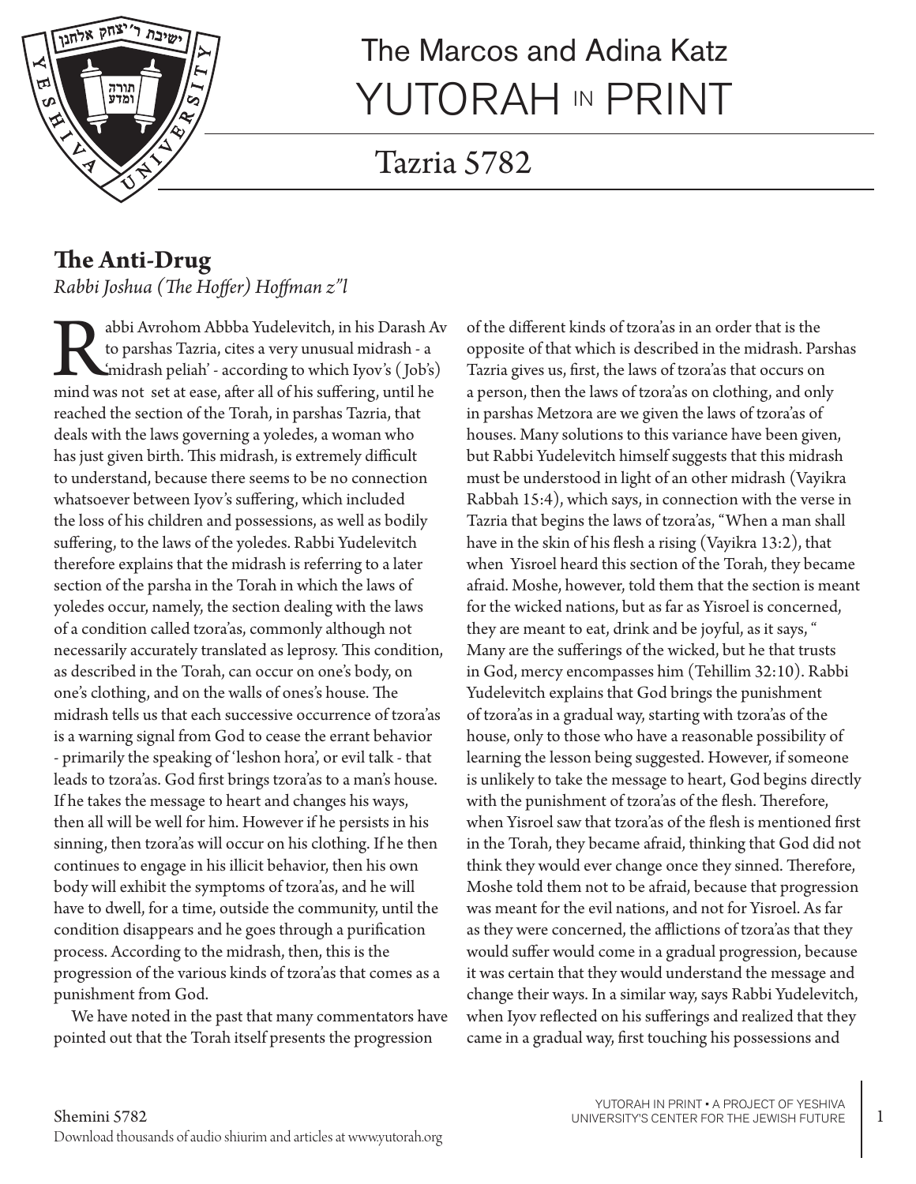# The Marcos and Adina Katz YUTORAH IN PRINT

## Tazria 5782

### The Anti-Drug

*Rabbi Joshua (The Hoffer) Hoffman z"l*

Rabbi Avrohom Abbba Yudelevitch, in his Darash Av to parshas Tazria, cites a very unusual midrash - a 'midrash peliah' - according to which Iyov's (Job's) mind was not set at ease, after all of his suffering, until he reached the section of the Torah, in parshas Tazria, that deals with the laws governing a yoledes, a woman who has just given birth. This midrash, is extremely difficult to understand, because there seems to be no connection whatsoever between Iyov's suffering, which included the loss of his children and possessions, as well as bodily suffering, to the laws of the yoledes. Rabbi Yudelevitch therefore explains that the midrash is referring to a later section of the parsha in the Torah in which the laws of yoledes occur, namely, the section dealing with the laws of a condition called tzora'as, commonly although not necessarily accurately translated as leprosy. This condition, as described in the Torah, can occur on one's body, on one's clothing, and on the walls of ones's house. The midrash tells us that each successive occurrence of tzora'as is a warning signal from God to cease the errant behavior - primarily the speaking of 'leshon hora', or evil talk - that leads to tzora'as. God first brings tzora'as to a man's house. If he takes the message to heart and changes his ways, then all will be well for him. However if he persists in his sinning, then tzora'as will occur on his clothing. If he then continues to engage in his illicit behavior, then his own body will exhibit the symptoms of tzora'as, and he will have to dwell, for a time, outside the community, until the condition disappears and he goes through a purification process. According to the midrash, then, this is the progression of the various kinds of tzora'as that comes as a punishment from God.

We have noted in the past that many commentators have pointed out that the Torah itself presents the progression of the different kinds of tzora'as in an order that is the opposite of that which is described in the midrash. Parshas Tazria gives us, first, the laws of tzora'as that occurs on a person, then the laws of tzora'as on clothing, and only in parshas Metzora are we given the laws of tzora'as of houses. Many solutions to this variance have been given, but Rabbi Yudelevitch himself suggests that this midrash must be understood in light of an other midrash (Vayikra Rabbah 15:4), which says, in connection with the verse in Tazria that begins the laws of tzora'as, "When a man shall have in the skin of his flesh a rising (Vayikra 13:2), that when Yisroel heard this section of the Torah, they became afraid. Moshe, however, told them that the section is meant for the wicked nations, but as far as Yisroel is concerned, they are meant to eat, drink and be joyful, as it says, " Many are the sufferings of the wicked, but he that trusts in God, mercy encompasses him (Tehillim 32:10). Rabbi Yudelevitch explains that God brings the punishment of tzora'as in a gradual way, starting with tzora'as of the house, only to those who have a reasonable possibility of learning the lesson being suggested. However, if someone is unlikely to take the message to heart, God begins directly with the punishment of tzora'as of the flesh. Therefore, when Yisroel saw that tzora'as of the flesh is mentioned first in the Torah, they became afraid, thinking that God did not think they would ever change once they sinned. Therefore, Moshe told them not to be afraid, because that progression was meant for the evil nations, and not for Yisroel. As far as they were concerned, the afflictions of tzora'as that they would suffer would come in a gradual progression, because it was certain that they would understand the message and change their ways. In a similar way, says Rabbi Yudelevitch, when Iyov reflected on his sufferings and realized that they came in a gradual way, first touching his possessions and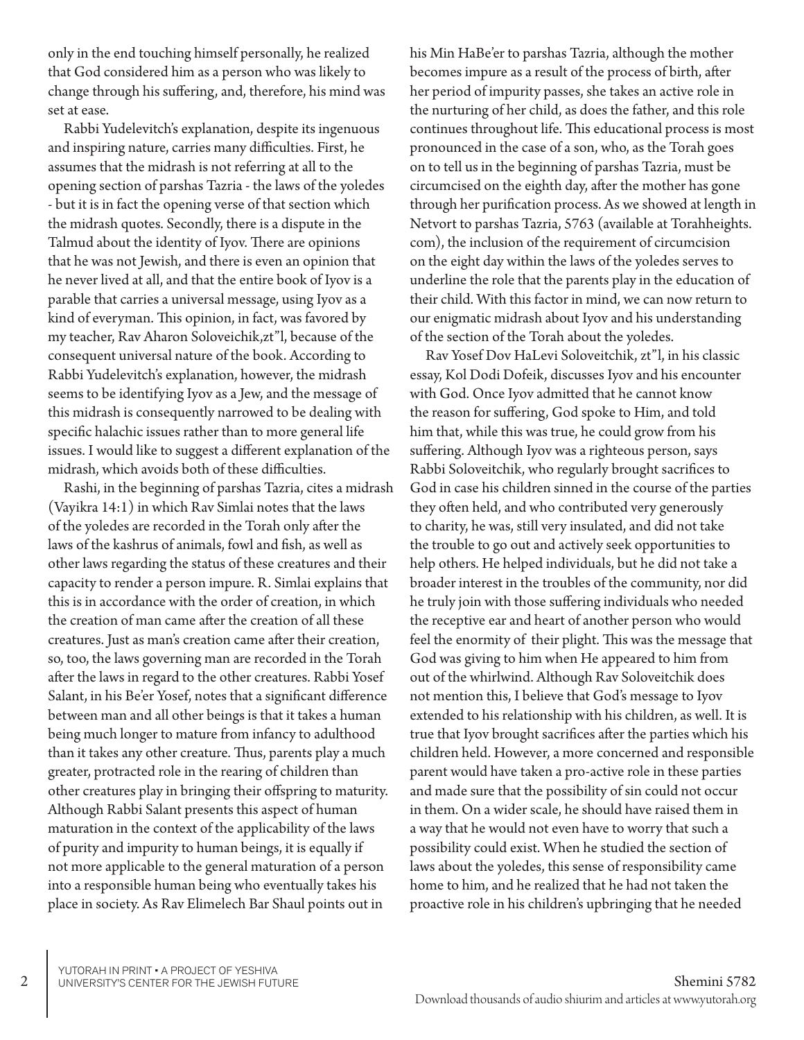only in the end touching himself personally, he realized that God considered him as a person who was likely to change through his suffering, and, therefore, his mind was set at ease.

Rabbi Yudelevitch's explanation, despite its ingenuous and inspiring nature, carries many difficulties. First, he assumes that the midrash is not referring at all to the opening section of parshas Tazria - the laws of the yoledes - but it is in fact the opening verse of that section which the midrash quotes. Secondly, there is a dispute in the Talmud about the identity of Iyov. There are opinions that he was not Jewish, and there is even an opinion that he never lived at all, and that the entire book of Iyov is a parable that carries a universal message, using Iyov as a kind of everyman. This opinion, in fact, was favored by my teacher, Rav Aharon Soloveichik,zt"l, because of the consequent universal nature of the book. According to Rabbi Yudelevitch's explanation, however, the midrash seems to be identifying Iyov as a Jew, and the message of this midrash is consequently narrowed to be dealing with specific halachic issues rather than to more general life issues. I would like to suggest a different explanation of the midrash, which avoids both of these difficulties.

Rashi, in the beginning of parshas Tazria, cites a midrash (Vayikra 14:1) in which Rav Simlai notes that the laws of the yoledes are recorded in the Torah only after the laws of the kashrus of animals, fowl and fish, as well as other laws regarding the status of these creatures and their capacity to render a person impure. R. Simlai explains that this is in accordance with the order of creation, in which the creation of man came after the creation of all these creatures. Just as man's creation came after their creation, so, too, the laws governing man are recorded in the Torah after the laws in regard to the other creatures. Rabbi Yosef Salant, in his Be'er Yosef, notes that a significant difference between man and all other beings is that it takes a human being much longer to mature from infancy to adulthood than it takes any other creature. Thus, parents play a much greater, protracted role in the rearing of children than other creatures play in bringing their offspring to maturity. Although Rabbi Salant presents this aspect of human maturation in the context of the applicability of the laws of purity and impurity to human beings, it is equally if not more applicable to the general maturation of a person into a responsible human being who eventually takes his place in society. As Rav Elimelech Bar Shaul points out in his Min HaBe'er to parshas Tazria, although the mother becomes impure as a result of the process of birth, after her period of impurity passes, she takes an active role in the nurturing of her child, as does the father, and this role continues throughout life. This educational process is most pronounced in the case of a son, who, as the Torah goes on to tell us in the beginning of parshas Tazria, must be circumcised on the eighth day, after the mother has gone through her purification process. As we showed at length in Netvort to parshas Tazria, 5763 (available at Torahheights.com), the inclusion of the requirement of circumcision on the eight day within the laws of the yoledes serves to underline the role that the parents play in the education of their child. With this factor in mind, we can now return to our enigmatic midrash about Iyov and his understanding of the section of the Torah about the yoledes.

Rav Yosef Dov HaLevi Soloveitchik, zt"l, in his classic essay, Kol Dodi Dofeik, discusses Iyov and his encounter with God. Once Iyov admitted that he cannot know the reason for suffering, God spoke to Him, and told him that, while this was true, he could grow from his suffering. Although Iyov was a righteous person, says Rabbi Soloveitchik, who regularly brought sacrifices to God in case his children sinned in the course of the parties they often held, and who contributed very generously to charity, he was, still very insulated, and did not take the trouble to go out and actively seek opportunities to help others. He helped individuals, but he did not take a broader interest in the troubles of the community, nor did he truly join with those suffering individuals who needed the receptive ear and heart of another person who would feel the enormity of their plight. This was the message that God was giving to him when He appeared to him from out of the whirlwind. Although Rav Soloveitchik does not mention this, I believe that God's message to Iyov extended to his relationship with his children, as well. It is true that Iyov brought sacrifices after the parties which his children held. However, a more concerned and responsible parent would have taken a pro-active role in these parties and made sure that the possibility of sin could not occur in them. On a wider scale, he should have raised them in a way that he would not even have to worry that such a possibility could exist. When he studied the section of laws about the yoledes, this sense of responsibility came home to him, and he realized that he had not taken the proactive role in his children's upbringing that he needed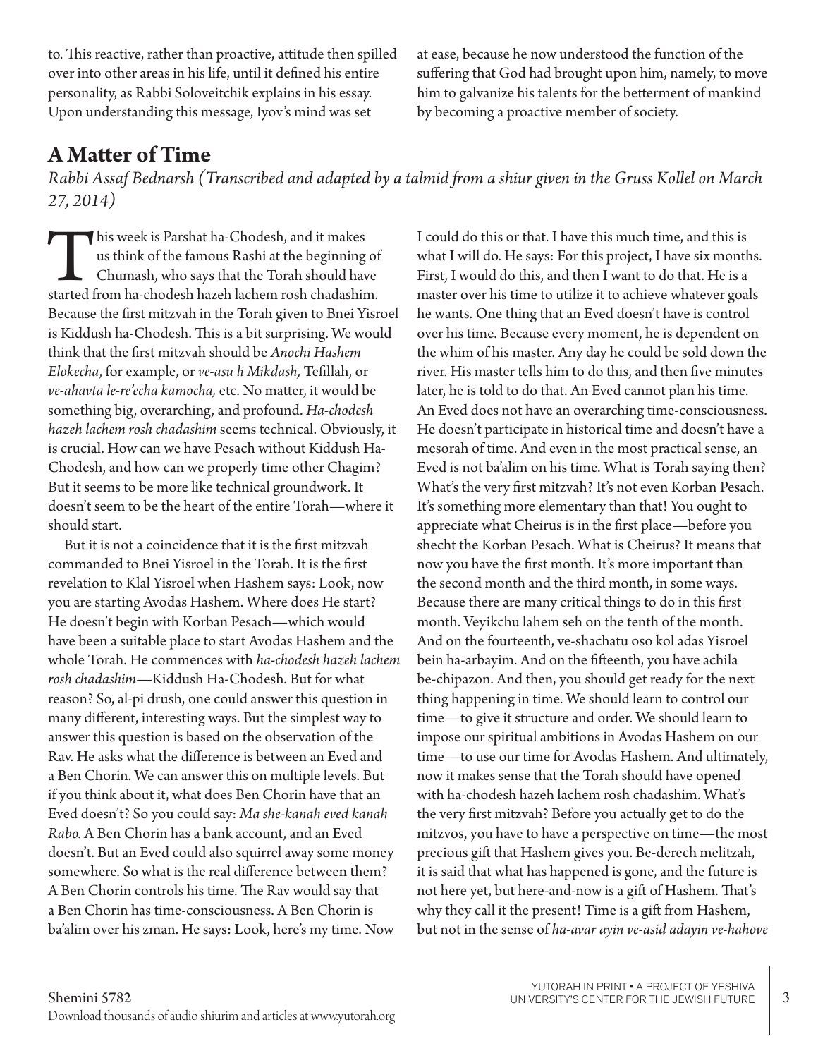to. This reactive, rather than proactive, attitude then spilled over into other areas in his life, until it defined his entire personality, as Rabbi Soloveitchik explains in his essay. Upon understanding this message, Iyov's mind was set at ease, because he now understood the function of the suffering that God had brought upon him, namely, to move him to galvanize his talents for the betterment of mankind by becoming a proactive member of society.

## A Matter of Time

*Rabbi Assaf Bednarsh (Transcribed and adapted by a talmid from a shiur given in the Gruss Kollel on March 27, 2014)*

This week is Parshat ha-Chodesh, and it makes us think of the famous Rashi at the beginning of Chumash, who says that the Torah should have started from ha-chodesh hazeh lachem rosh chadashim. Because the first mitzvah in the Torah given to Bnei Yisroel is Kiddush ha-Chodesh. This is a bit surprising. We would think that the first mitzvah should be *Anochi Hashem Elokecha*, for example, or *ve-asu li Mikdash,* Tefillah, or *ve-ahavta le-re'echa kamocha,* etc. No matter, it would be something big, overarching, and profound. *Ha-chodesh hazeh lachem rosh chadashim* seems technical. Obviously, it is crucial. How can we have Pesach without Kiddush Ha-Chodesh, and how can we properly time other Chagim? But it seems to be more like technical groundwork. It doesn't seem to be the heart of the entire Torah—where it should start.

But it is not a coincidence that it is the first mitzvah commanded to Bnei Yisroel in the Torah. It is the first revelation to Klal Yisroel when Hashem says: Look, now you are starting Avodas Hashem. Where does He start? He doesn't begin with Korban Pesach—which would have been a suitable place to start Avodas Hashem and the whole Torah. He commences with *ha-chodesh hazeh lachem rosh chadashim*—Kiddush Ha-Chodesh. But for what reason? So, al-pi drush, one could answer this question in many different, interesting ways. But the simplest way to answer this question is based on the observation of the Rav. He asks what the difference is between an Eved and a Ben Chorin. We can answer this on multiple levels. But if you think about it, what does Ben Chorin have that an Eved doesn't? So you could say: *Ma she-kanah eved kanah Rabo.* A Ben Chorin has a bank account, and an Eved doesn't. But an Eved could also squirrel away some money somewhere. So what is the real difference between them? A Ben Chorin controls his time. The Rav would say that a Ben Chorin has time-consciousness. A Ben Chorin is ba'alim over his zman. He says: Look, here's my time. Now I could do this or that. I have this much time, and this is what I will do. He says: For this project, I have six months. First, I would do this, and then I want to do that. He is a master over his time to utilize it to achieve whatever goals he wants. One thing that an Eved doesn't have is control over his time. Because every moment, he is dependent on the whim of his master. Any day he could be sold down the river. His master tells him to do this, and then five minutes later, he is told to do that. An Eved cannot plan his time. An Eved does not have an overarching time-consciousness. He doesn't participate in historical time and doesn't have a mesorah of time. And even in the most practical sense, an Eved is not ba'alim on his time. What is Torah saying then? What's the very first mitzvah? It's not even Korban Pesach. It's something more elementary than that! You ought to appreciate what Cheirus is in the first place—before you shecht the Korban Pesach. What is Cheirus? It means that now you have the first month. It's more important than the second month and the third month, in some ways. Because there are many critical things to do in this first month. Veyikchu lahem seh on the tenth of the month. And on the fourteenth, ve-shachatu oso kol adas Yisroel bein ha-arbayim. And on the fifteenth, you have achila be-chipazon. And then, you should get ready for the next thing happening in time. We should learn to control our time—to give it structure and order. We should learn to impose our spiritual ambitions in Avodas Hashem on our time—to use our time for Avodas Hashem. And ultimately, now it makes sense that the Torah should have opened with ha-chodesh hazeh lachem rosh chadashim. What's the very first mitzvah? Before you actually get to do the mitzvos, you have to have a perspective on time—the most precious gift that Hashem gives you. Be-derech melitzah, it is said that what has happened is gone, and the future is not here yet, but here-and-now is a gift of Hashem. That's why they call it the present! Time is a gift from Hashem, but not in the sense of *ha-avar ayin ve-asid adayin ve-hahove*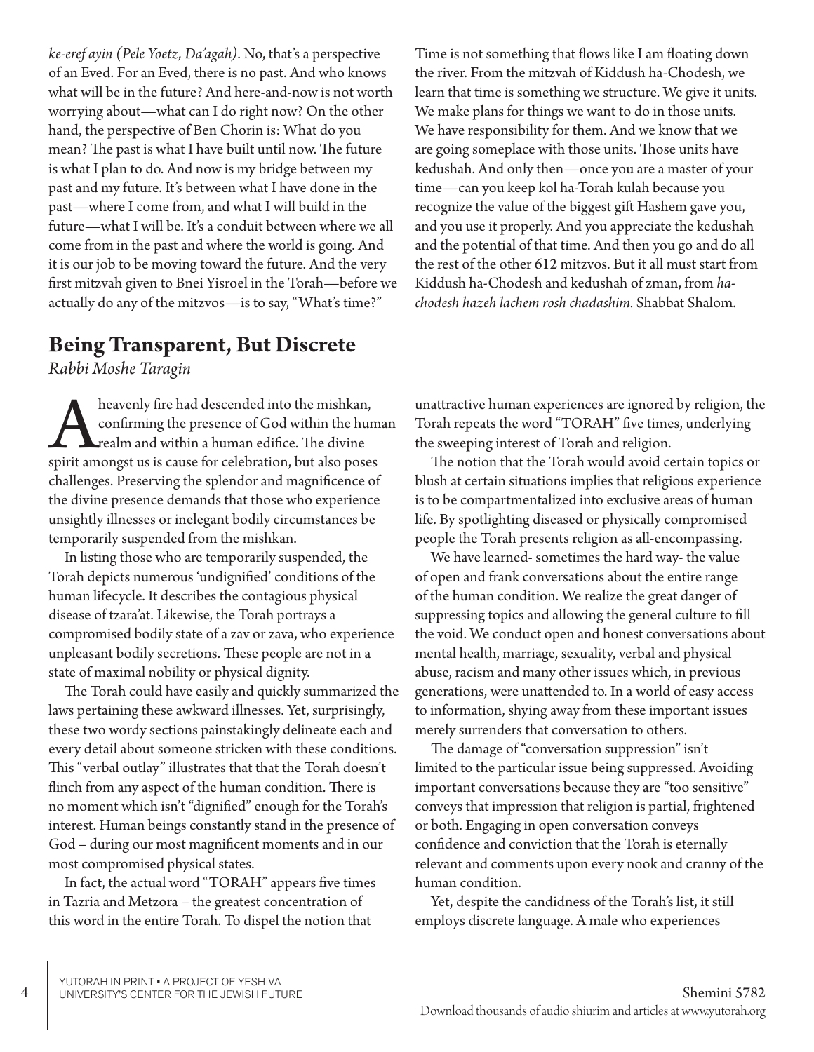*ke-eref ayin (Pele Yoetz, Da'agah)*. No, that's a perspective of an Eved. For an Eved, there is no past. And who knows what will be in the future? And here-and-now is not worth worrying about—what can I do right now? On the other hand, the perspective of Ben Chorin is: What do you mean? The past is what I have built until now. The future is what I plan to do. And now is my bridge between my past and my future. It's between what I have done in the past—where I come from, and what I will build in the future—what I will be. It's a conduit between where we all come from in the past and where the world is going. And it is our job to be moving toward the future. And the very first mitzvah given to Bnei Yisroel in the Torah—before we actually do any of the mitzvos—is to say, "What's time?"

Time is not something that flows like I am floating down the river. From the mitzvah of Kiddush ha-Chodesh, we learn that time is something we structure. We give it units. We make plans for things we want to do in those units. We have responsibility for them. And we know that we are going someplace with those units. Those units have kedushah. And only then—once you are a master of your time—can you keep kol ha-Torah kulah because you recognize the value of the biggest gift Hashem gave you, and you use it properly. And you appreciate the kedushah and the potential of that time. And then you go and do all the rest of the other 612 mitzvos. But it all must start from Kiddush ha-Chodesh and kedushah of zman, from *ha-chodesh hazeh lachem rosh chadashim.* Shabbat Shalom.

## Being Transparent, But Discrete

*Rabbi Moshe Taragin*

A heavenly fire had descended into the mishkan, confirming the presence of God within the human realm and within a human edifice. The divine spirit amongst us is cause for celebration, but also poses challenges. Preserving the splendor and magnificence of the divine presence demands that those who experience unsightly illnesses or inelegant bodily circumstances be temporarily suspended from the mishkan.

In listing those who are temporarily suspended, the Torah depicts numerous 'undignified' conditions of the human lifecycle. It describes the contagious physical disease of tzara'at. Likewise, the Torah portrays a compromised bodily state of a zav or zava, who experience unpleasant bodily secretions. These people are not in a state of maximal nobility or physical dignity.

The Torah could have easily and quickly summarized the laws pertaining these awkward illnesses. Yet, surprisingly, these two wordy sections painstakingly delineate each and every detail about someone stricken with these conditions. This "verbal outlay" illustrates that that the Torah doesn't flinch from any aspect of the human condition. There is no moment which isn't "dignified" enough for the Torah's interest. Human beings constantly stand in the presence of God – during our most magnificent moments and in our most compromised physical states.

In fact, the actual word "TORAH" appears five times in Tazria and Metzora – the greatest concentration of this word in the entire Torah. To dispel the notion that unattractive human experiences are ignored by religion, the Torah repeats the word "TORAH" five times, underlying the sweeping interest of Torah and religion.

The notion that the Torah would avoid certain topics or blush at certain situations implies that religious experience is to be compartmentalized into exclusive areas of human life. By spotlighting diseased or physically compromised people the Torah presents religion as all-encompassing.

We have learned- sometimes the hard way- the value of open and frank conversations about the entire range of the human condition. We realize the great danger of suppressing topics and allowing the general culture to fill the void. We conduct open and honest conversations about mental health, marriage, sexuality, verbal and physical abuse, racism and many other issues which, in previous generations, were unattended to. In a world of easy access to information, shying away from these important issues merely surrenders that conversation to others.

The damage of "conversation suppression" isn't limited to the particular issue being suppressed. Avoiding important conversations because they are "too sensitive" conveys that impression that religion is partial, frightened or both. Engaging in open conversation conveys confidence and conviction that the Torah is eternally relevant and comments upon every nook and cranny of the human condition.

Yet, despite the candidness of the Torah's list, it still employs discrete language. A male who experiences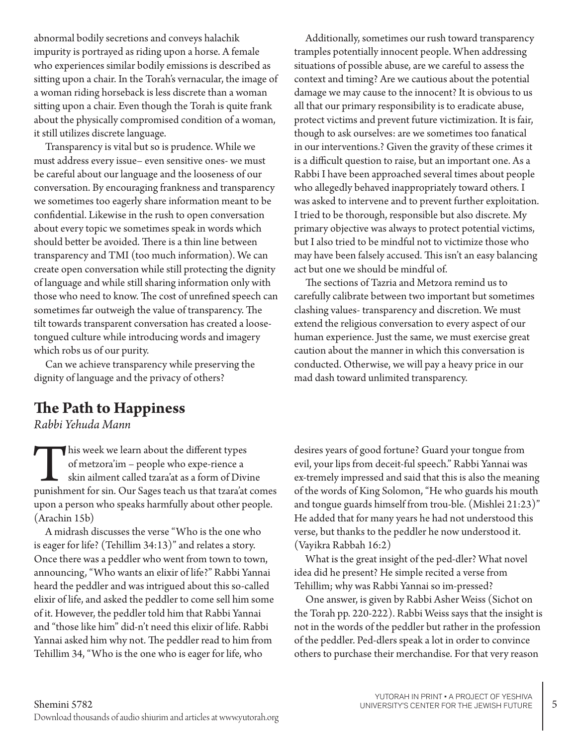abnormal bodily secretions and conveys halachik impurity is portrayed as riding upon a horse. A female who experiences similar bodily emissions is described as sitting upon a chair. In the Torah's vernacular, the image of a woman riding horseback is less discrete than a woman sitting upon a chair. Even though the Torah is quite frank about the physically compromised condition of a woman, it still utilizes discrete language.

Transparency is vital but so is prudence. While we must address every issue– even sensitive ones- we must be careful about our language and the looseness of our conversation. By encouraging frankness and transparency we sometimes too eagerly share information meant to be confidential. Likewise in the rush to open conversation about every topic we sometimes speak in words which should better be avoided. There is a thin line between transparency and TMI (too much information). We can create open conversation while still protecting the dignity of language and while still sharing information only with those who need to know. The cost of unrefined speech can sometimes far outweigh the value of transparency. The tilt towards transparent conversation has created a loose-tongued culture while introducing words and imagery which robs us of our purity.

Can we achieve transparency while preserving the dignity of language and the privacy of others?

Additionally, sometimes our rush toward transparency tramples potentially innocent people. When addressing situations of possible abuse, are we careful to assess the context and timing? Are we cautious about the potential damage we may cause to the innocent? It is obvious to us all that our primary responsibility is to eradicate abuse, protect victims and prevent future victimization. It is fair, though to ask ourselves: are we sometimes too fanatical in our interventions.? Given the gravity of these crimes it is a difficult question to raise, but an important one. As a Rabbi I have been approached several times about people who allegedly behaved inappropriately toward others. I was asked to intervene and to prevent further exploitation. I tried to be thorough, responsible but also discrete. My primary objective was always to protect potential victims, but I also tried to be mindful not to victimize those who may have been falsely accused. This isn't an easy balancing act but one we should be mindful of.

The sections of Tazria and Metzora remind us to carefully calibrate between two important but sometimes clashing values- transparency and discretion. We must extend the religious conversation to every aspect of our human experience. Just the same, we must exercise great caution about the manner in which this conversation is conducted. Otherwise, we will pay a heavy price in our mad dash toward unlimited transparency.

## The Path to Happiness

*Rabbi Yehuda Mann*

This week we learn about the different types of metzora'im – people who expe-rience a skin ailment called tzara'at as a form of Divine punishment for sin. Our Sages teach us that tzara'at comes upon a person who speaks harmfully about other people. (Arachin 15b)

A midrash discusses the verse "Who is the one who is eager for life? (Tehillim 34:13)" and relates a story. Once there was a peddler who went from town to town, announcing, "Who wants an elixir of life?" Rabbi Yannai heard the peddler and was intrigued about this so-called elixir of life, and asked the peddler to come sell him some of it. However, the peddler told him that Rabbi Yannai and "those like him" did-n't need this elixir of life. Rabbi Yannai asked him why not. The peddler read to him from Tehillim 34, "Who is the one who is eager for life, who desires years of good fortune? Guard your tongue from evil, your lips from deceit-ful speech." Rabbi Yannai was ex-tremely impressed and said that this is also the meaning of the words of King Solomon, "He who guards his mouth and tongue guards himself from trou-ble. (Mishlei 21:23)" He added that for many years he had not understood this verse, but thanks to the peddler he now understood it. (Vayikra Rabbah 16:2)

What is the great insight of the ped-dler? What novel idea did he present? He simple recited a verse from Tehillim; why was Rabbi Yannai so im-pressed?

One answer, is given by Rabbi Asher Weiss (Sichot on the Torah pp. 220-222). Rabbi Weiss says that the insight is not in the words of the peddler but rather in the profession of the peddler. Ped-dlers speak a lot in order to convince others to purchase their merchandise. For that very reason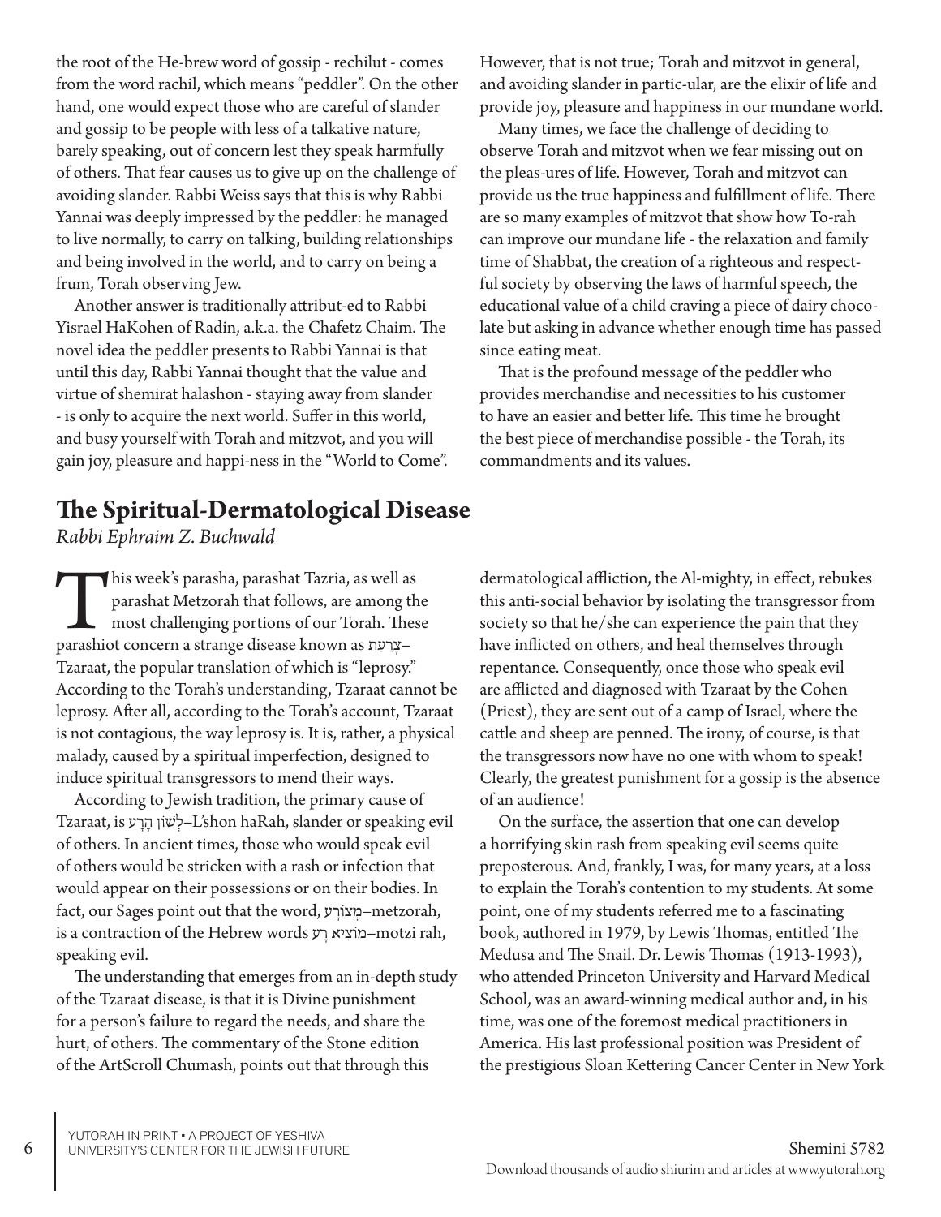the root of the He-brew word of gossip - rechilut - comes from the word rachil, which means "peddler". On the other hand, one would expect those who are careful of slander and gossip to be people with less of a talkative nature, barely speaking, out of concern lest they speak harmfully of others. That fear causes us to give up on the challenge of avoiding slander. Rabbi Weiss says that this is why Rabbi Yannai was deeply impressed by the peddler: he managed to live normally, to carry on talking, building relationships and being involved in the world, and to carry on being a frum, Torah observing Jew.

Another answer is traditionally attribut-ed to Rabbi Yisrael HaKohen of Radin, a.k.a. the Chafetz Chaim. The novel idea the peddler presents to Rabbi Yannai is that until this day, Rabbi Yannai thought that the value and virtue of shemirat halashon - staying away from slander - is only to acquire the next world. Suffer in this world, and busy yourself with Torah and mitzvot, and you will gain joy, pleasure and happi-ness in the "World to Come". However, that is not true; Torah and mitzvot in general, and avoiding slander in partic-ular, are the elixir of life and provide joy, pleasure and happiness in our mundane world.

Many times, we face the challenge of deciding to observe Torah and mitzvot when we fear missing out on the pleas-ures of life. However, Torah and mitzvot can provide us the true happiness and fulfillment of life. There are so many examples of mitzvot that show how To-rah can improve our mundane life - the relaxation and family time of Shabbat, the creation of a righteous and respect-ful society by observing the laws of harmful speech, the educational value of a child craving a piece of dairy choco-late but asking in advance whether enough time has passed since eating meat.

That is the profound message of the peddler who provides merchandise and necessities to his customer to have an easier and better life. This time he brought the best piece of merchandise possible - the Torah, its commandments and its values.

## The Spiritual-Dermatological Disease

*Rabbi Ephraim Z. Buchwald*

This week's parasha, parashat Tazria, as well as parashat Metzorah that follows, are among the most challenging portions of our Torah. These parashiot concern a strange disease known as צָרַעַת–Tzaraat, the popular translation of which is "leprosy." According to the Torah's understanding, Tzaraat cannot be leprosy. After all, according to the Torah's account, Tzaraat is not contagious, the way leprosy is. It is, rather, a physical malady, caused by a spiritual imperfection, designed to induce spiritual transgressors to mend their ways.

According to Jewish tradition, the primary cause of Tzaraat, is לְשׁוֹן הָרָע–L'shon haRah, slander or speaking evil of others. In ancient times, those who would speak evil of others would be stricken with a rash or infection that would appear on their possessions or on their bodies. In fact, our Sages point out that the word, מְצוֹרָע–metzorah, is a contraction of the Hebrew words מוֹצִיא רָע–motzi rah, speaking evil.

The understanding that emerges from an in-depth study of the Tzaraat disease, is that it is Divine punishment for a person's failure to regard the needs, and share the hurt, of others. The commentary of the Stone edition of the ArtScroll Chumash, points out that through this dermatological affliction, the Al-mighty, in effect, rebukes this anti-social behavior by isolating the transgressor from society so that he/she can experience the pain that they have inflicted on others, and heal themselves through repentance. Consequently, once those who speak evil are afflicted and diagnosed with Tzaraat by the Cohen (Priest), they are sent out of a camp of Israel, where the cattle and sheep are penned. The irony, of course, is that the transgressors now have no one with whom to speak! Clearly, the greatest punishment for a gossip is the absence of an audience!

On the surface, the assertion that one can develop a horrifying skin rash from speaking evil seems quite preposterous. And, frankly, I was, for many years, at a loss to explain the Torah's contention to my students. At some point, one of my students referred me to a fascinating book, authored in 1979, by Lewis Thomas, entitled The Medusa and The Snail. Dr. Lewis Thomas (1913-1993), who attended Princeton University and Harvard Medical School, was an award-winning medical author and, in his time, was one of the foremost medical practitioners in America. His last professional position was President of the prestigious Sloan Kettering Cancer Center in New York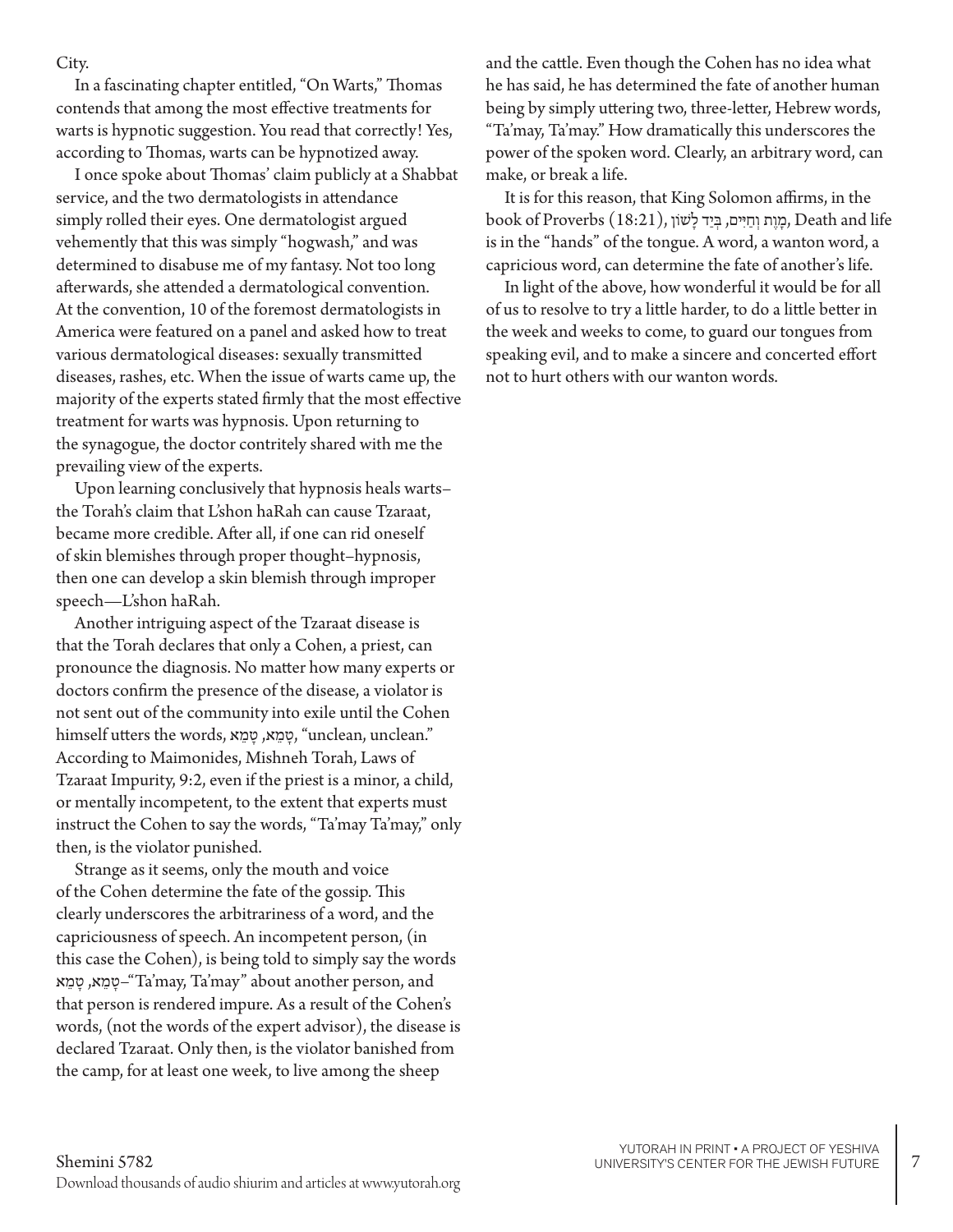City.

In a fascinating chapter entitled, "On Warts," Thomas contends that among the most effective treatments for warts is hypnotic suggestion. You read that correctly! Yes, according to Thomas, warts can be hypnotized away.

I once spoke about Thomas' claim publicly at a Shabbat service, and the two dermatologists in attendance simply rolled their eyes. One dermatologist argued vehemently that this was simply "hogwash," and was determined to disabuse me of my fantasy. Not too long afterwards, she attended a dermatological convention. At the convention, 10 of the foremost dermatologists in America were featured on a panel and asked how to treat various dermatological diseases: sexually transmitted diseases, rashes, etc. When the issue of warts came up, the majority of the experts stated firmly that the most effective treatment for warts was hypnosis. Upon returning to the synagogue, the doctor contritely shared with me the prevailing view of the experts.

Upon learning conclusively that hypnosis heals warts–the Torah's claim that L'shon haRah can cause Tzaraat, became more credible. After all, if one can rid oneself of skin blemishes through proper thought–hypnosis, then one can develop a skin blemish through improper speech—L'shon haRah.

Another intriguing aspect of the Tzaraat disease is that the Torah declares that only a Cohen, a priest, can pronounce the diagnosis. No matter how many experts or doctors confirm the presence of the disease, a violator is not sent out of the community into exile until the Cohen himself utters the words, טָמֵא, טָמֵא, "unclean, unclean." According to Maimonides, Mishneh Torah, Laws of Tzaraat Impurity, 9:2, even if the priest is a minor, a child, or mentally incompetent, to the extent that experts must instruct the Cohen to say the words, "Ta'may Ta'may," only then, is the violator punished.

Strange as it seems, only the mouth and voice of the Cohen determine the fate of the gossip. This clearly underscores the arbitrariness of a word, and the capriciousness of speech. An incompetent person, (in this case the Cohen), is being told to simply say the words טָמֵא, טָמֵא–"Ta'may, Ta'may" about another person, and that person is rendered impure. As a result of the Cohen's words, (not the words of the expert advisor), the disease is declared Tzaraat. Only then, is the violator banished from the camp, for at least one week, to live among the sheep and the cattle. Even though the Cohen has no idea what he has said, he has determined the fate of another human being by simply uttering two, three-letter, Hebrew words, "Ta'may, Ta'may." How dramatically this underscores the power of the spoken word. Clearly, an arbitrary word, can make, or break a life.

It is for this reason, that King Solomon affirms, in the book of Proverbs (18:21), מָוֶת וְחַיִּים, בְּיַד לָשׁוֹן, Death and life is in the "hands" of the tongue. A word, a wanton word, a capricious word, can determine the fate of another's life.

In light of the above, how wonderful it would be for all of us to resolve to try a little harder, to do a little better in the week and weeks to come, to guard our tongues from speaking evil, and to make a sincere and concerted effort not to hurt others with our wanton words.